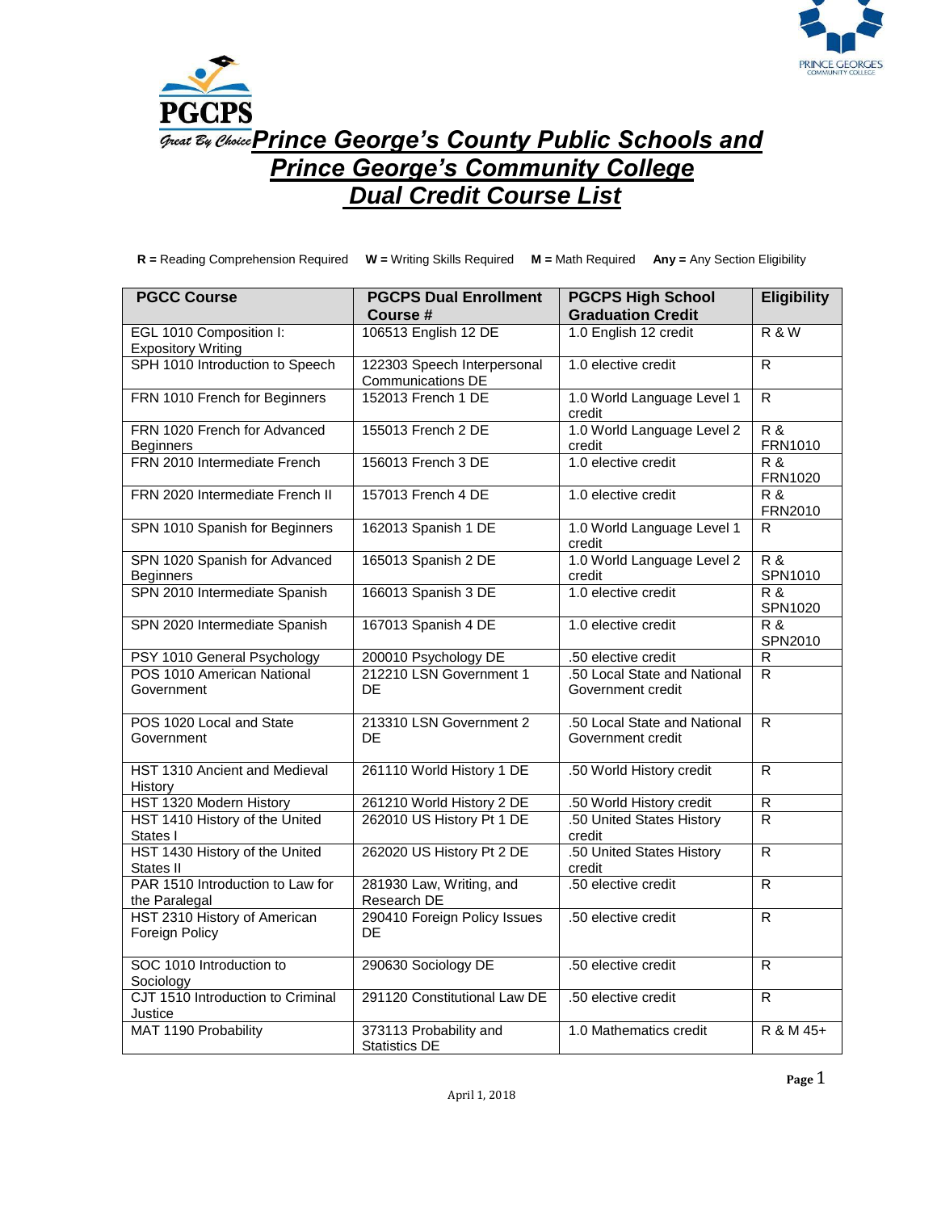# Prince George's County Public Schools and Prince George's Community College Dual Credit Course List

**R =** Reading Comprehension Required **W =** Writing Skills Required **M =** Math Required **Any =** Any Section Eligibility

| PGCC Course | PGCPS Dual Enrollment Course # | PGCPS High School Graduation Credit | Eligibility |
|---|---|---|---|
| EGL 1010 Composition I: Expository Writing | 106513 English 12 DE | 1.0 English 12 credit | R & W |
| SPH 1010 Introduction to Speech | 122303 Speech Interpersonal Communications DE | 1.0 elective credit | R |
| FRN 1010 French for Beginners | 152013 French 1 DE | 1.0 World Language Level 1 credit | R |
| FRN 1020 French for Advanced Beginners | 155013 French 2 DE | 1.0 World Language Level 2 credit | R & FRN1010 |
| FRN 2010 Intermediate French | 156013 French 3 DE | 1.0 elective credit | R & FRN1020 |
| FRN 2020 Intermediate French II | 157013 French 4 DE | 1.0 elective credit | R & FRN2010 |
| SPN 1010 Spanish for Beginners | 162013 Spanish 1 DE | 1.0 World Language Level 1 credit | R |
| SPN 1020 Spanish for Advanced Beginners | 165013 Spanish 2 DE | 1.0 World Language Level 2 credit | R & SPN1010 |
| SPN 2010 Intermediate Spanish | 166013 Spanish 3 DE | 1.0 elective credit | R & SPN1020 |
| SPN 2020 Intermediate Spanish | 167013 Spanish 4 DE | 1.0 elective credit | R & SPN2010 |
| PSY 1010 General Psychology | 200010 Psychology DE | .50 elective credit | R |
| POS 1010 American National Government | 212210 LSN Government 1 DE | .50 Local State and National Government credit | R |
| POS 1020 Local and State Government | 213310 LSN Government 2 DE | .50 Local State and National Government credit | R |
| HST 1310 Ancient and Medieval History | 261110 World History 1 DE | .50 World History credit | R |
| HST 1320 Modern History | 261210 World History 2 DE | .50 World History credit | R |
| HST 1410 History of the United States I | 262010 US History Pt 1 DE | .50 United States History credit | R |
| HST 1430 History of the United States II | 262020 US History Pt 2 DE | .50 United States History credit | R |
| PAR 1510 Introduction to Law for the Paralegal | 281930 Law, Writing, and Research DE | .50 elective credit | R |
| HST 2310 History of American Foreign Policy | 290410 Foreign Policy Issues DE | .50 elective credit | R |
| SOC 1010 Introduction to Sociology | 290630 Sociology DE | .50 elective credit | R |
| CJT 1510 Introduction to Criminal Justice | 291120 Constitutional Law DE | .50 elective credit | R |
| MAT 1190 Probability | 373113 Probability and Statistics DE | 1.0 Mathematics credit | R & M 45+ |

April 1, 2018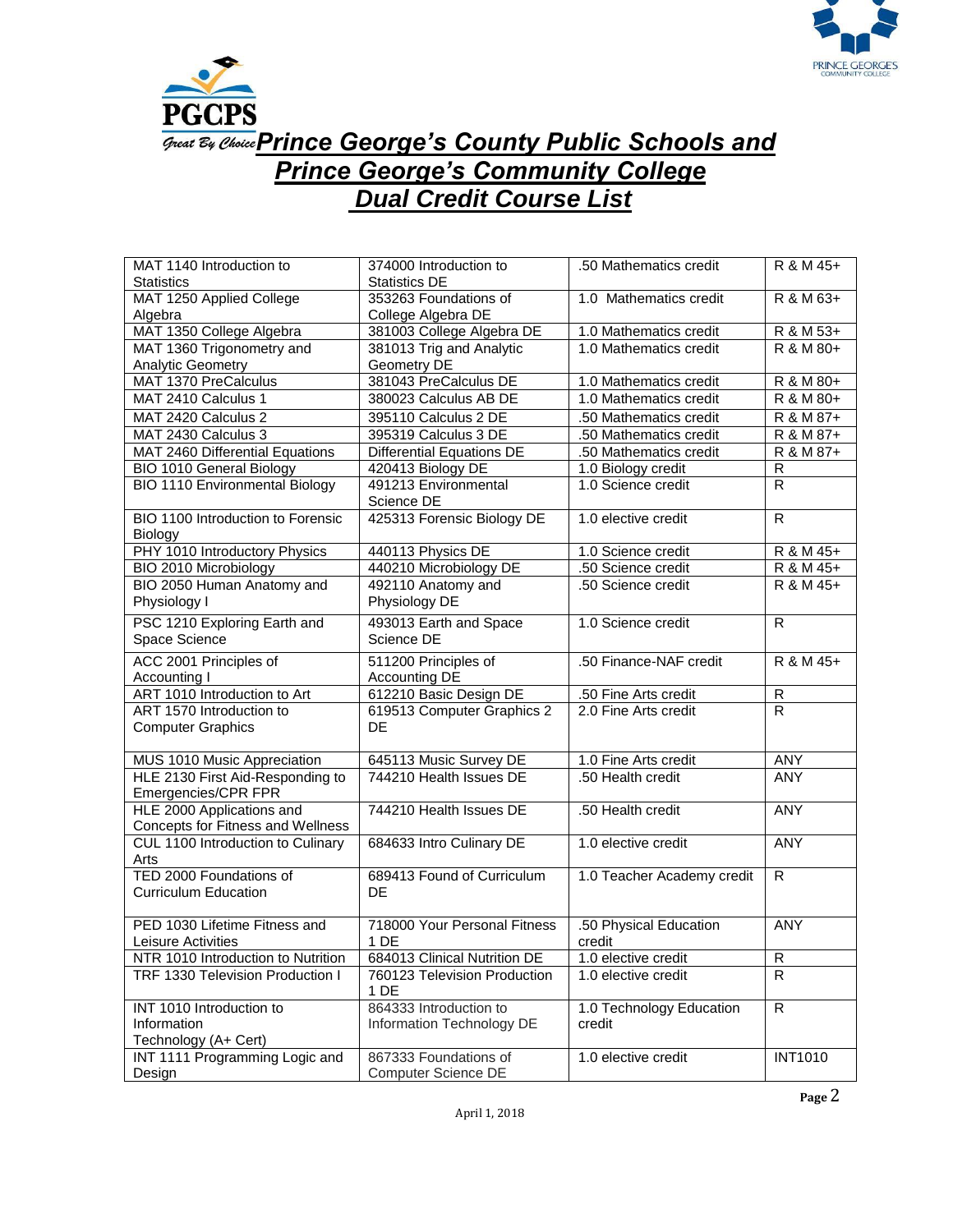# Prince George's County Public Schools and Prince George's Community College Dual Credit Course List

| | | | |
|---|---|---|---|
| MAT 1140 Introduction to Statistics | 374000 Introduction to Statistics DE | .50 Mathematics credit | R & M 45+ |
| MAT 1250 Applied College Algebra | 353263 Foundations of College Algebra DE | 1.0 Mathematics credit | R & M 63+ |
| MAT 1350 College Algebra | 381003 College Algebra DE | 1.0 Mathematics credit | R & M 53+ |
| MAT 1360 Trigonometry and Analytic Geometry | 381013 Trig and Analytic Geometry DE | 1.0 Mathematics credit | R & M 80+ |
| MAT 1370 PreCalculus | 381043 PreCalculus DE | 1.0 Mathematics credit | R & M 80+ |
| MAT 2410 Calculus 1 | 380023 Calculus AB DE | 1.0 Mathematics credit | R & M 80+ |
| MAT 2420 Calculus 2 | 395110 Calculus 2 DE | .50 Mathematics credit | R & M 87+ |
| MAT 2430 Calculus 3 | 395319 Calculus 3 DE | .50 Mathematics credit | R & M 87+ |
| MAT 2460 Differential Equations | Differential Equations DE | .50 Mathematics credit | R & M 87+ |
| BIO 1010 General Biology | 420413 Biology DE | 1.0 Biology credit | R |
| BIO 1110 Environmental Biology | 491213 Environmental Science DE | 1.0 Science credit | R |
| BIO 1100 Introduction to Forensic Biology | 425313 Forensic Biology DE | 1.0 elective credit | R |
| PHY 1010 Introductory Physics | 440113 Physics DE | 1.0 Science credit | R & M 45+ |
| BIO 2010 Microbiology | 440210 Microbiology DE | .50 Science credit | R & M 45+ |
| BIO 2050 Human Anatomy and Physiology I | 492110 Anatomy and Physiology DE | .50 Science credit | R & M 45+ |
| PSC 1210 Exploring Earth and Space Science | 493013 Earth and Space Science DE | 1.0 Science credit | R |
| ACC 2001 Principles of Accounting I | 511200 Principles of Accounting DE | .50 Finance-NAF credit | R & M 45+ |
| ART 1010 Introduction to Art | 612210 Basic Design DE | .50 Fine Arts credit | R |
| ART 1570 Introduction to Computer Graphics | 619513 Computer Graphics 2 DE | 2.0 Fine Arts credit | R |
| MUS 1010 Music Appreciation | 645113 Music Survey DE | 1.0 Fine Arts credit | ANY |
| HLE 2130 First Aid-Responding to Emergencies/CPR FPR | 744210 Health Issues DE | .50 Health credit | ANY |
| HLE 2000 Applications and Concepts for Fitness and Wellness | 744210 Health Issues DE | .50 Health credit | ANY |
| CUL 1100 Introduction to Culinary Arts | 684633 Intro Culinary DE | 1.0 elective credit | ANY |
| TED 2000 Foundations of Curriculum Education | 689413 Found of Curriculum DE | 1.0 Teacher Academy credit | R |
| PED 1030 Lifetime Fitness and Leisure Activities | 718000 Your Personal Fitness 1 DE | .50 Physical Education credit | ANY |
| NTR 1010 Introduction to Nutrition | 684013 Clinical Nutrition DE | 1.0 elective credit | R |
| TRF 1330 Television Production I | 760123 Television Production 1 DE | 1.0 elective credit | R |
| INT 1010 Introduction to Information Technology (A+ Cert) | 864333 Introduction to Information Technology DE | 1.0 Technology Education credit | R |
| INT 1111 Programming Logic and Design | 867333 Foundations of Computer Science DE | 1.0 elective credit | INT1010 |

April 1, 2018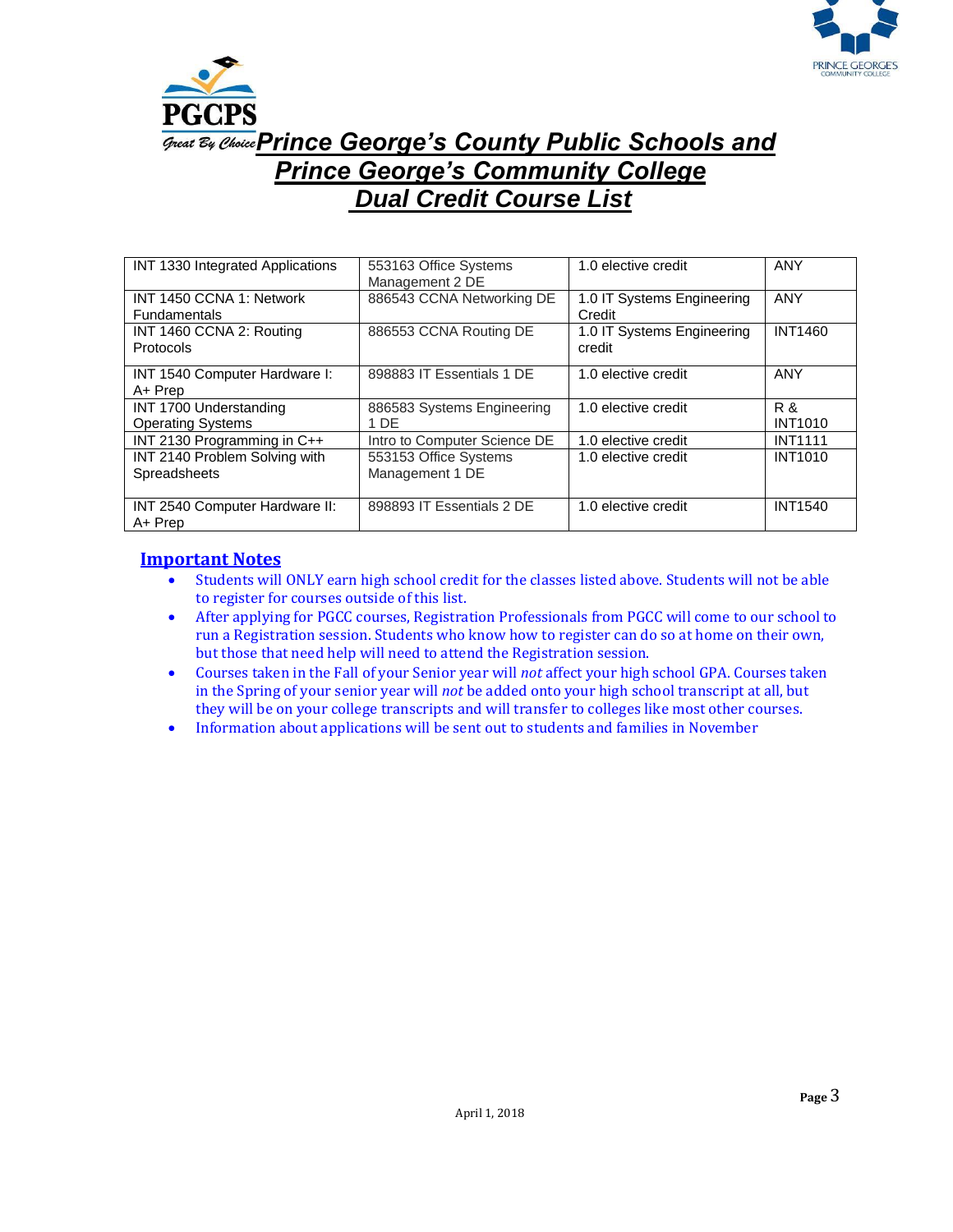# Prince George's County Public Schools and Prince George's Community College Dual Credit Course List

| | | | |
|---|---|---|---|
| INT 1330 Integrated Applications | 553163 Office Systems Management 2 DE | 1.0 elective credit | ANY |
| INT 1450 CCNA 1: Network Fundamentals | 886543 CCNA Networking DE | 1.0 IT Systems Engineering Credit | ANY |
| INT 1460 CCNA 2: Routing Protocols | 886553 CCNA Routing DE | 1.0 IT Systems Engineering credit | INT1460 |
| INT 1540 Computer Hardware I: A+ Prep | 898883 IT Essentials 1 DE | 1.0 elective credit | ANY |
| INT 1700 Understanding Operating Systems | 886583 Systems Engineering 1 DE | 1.0 elective credit | R & INT1010 |
| INT 2130 Programming in C++ | Intro to Computer Science DE | 1.0 elective credit | INT1111 |
| INT 2140 Problem Solving with Spreadsheets | 553153 Office Systems Management 1 DE | 1.0 elective credit | INT1010 |
| INT 2540 Computer Hardware II: A+ Prep | 898893 IT Essentials 2 DE | 1.0 elective credit | INT1540 |

## Important Notes

- Students will ONLY earn high school credit for the classes listed above. Students will not be able to register for courses outside of this list.
- After applying for PGCC courses, Registration Professionals from PGCC will come to our school to run a Registration session. Students who know how to register can do so at home on their own, but those that need help will need to attend the Registration session.
- Courses taken in the Fall of your Senior year will *not* affect your high school GPA. Courses taken in the Spring of your senior year will *not* be added onto your high school transcript at all, but they will be on your college transcripts and will transfer to colleges like most other courses.
- Information about applications will be sent out to students and families in November

April 1, 2018